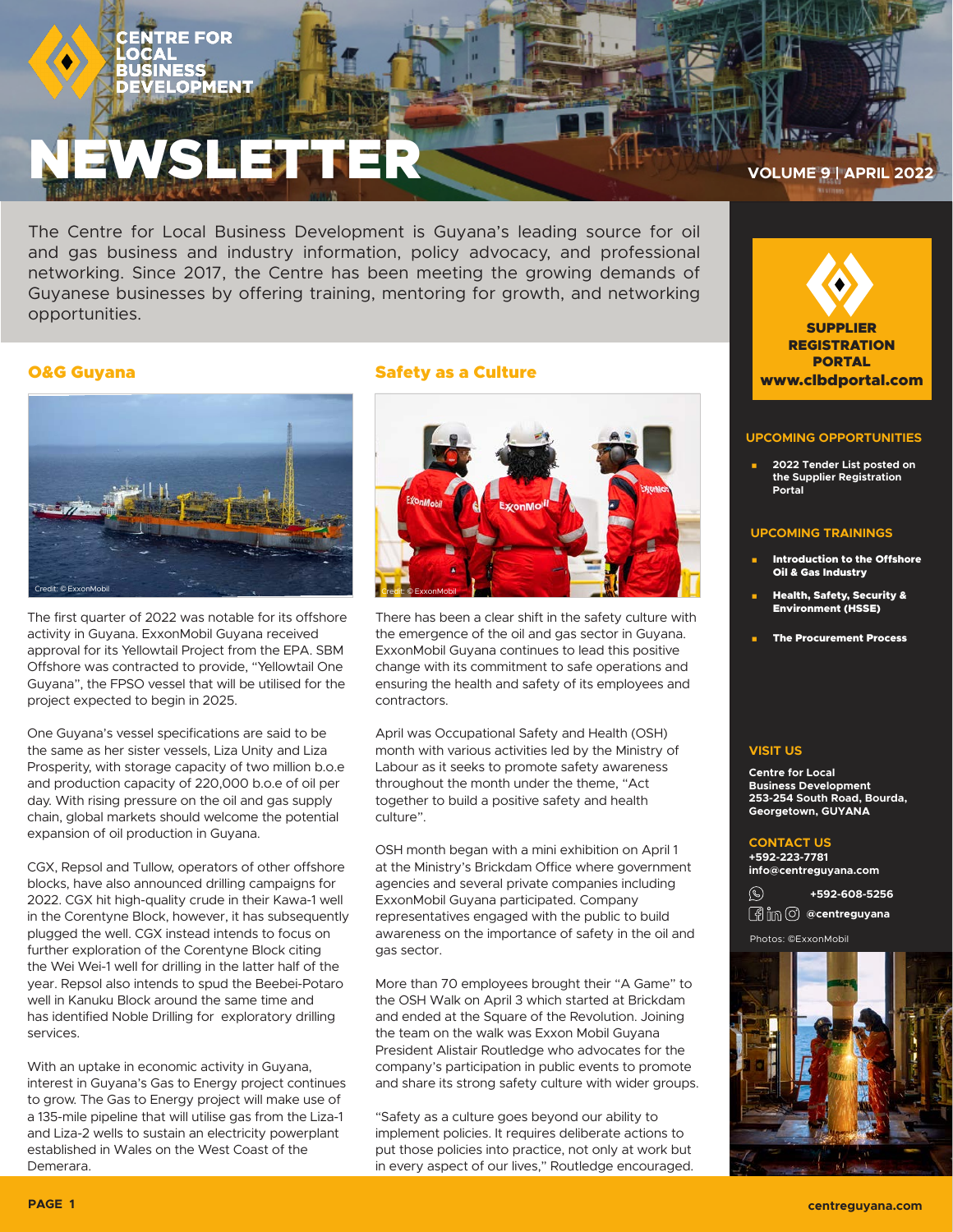# CENTRE FOR LOCAL BUSINESS DEVELOPMENT

# NEWSLETTER

**VOLUME 9 | APRIL 2022**

The Centre for Local Business Development is Guyana's leading source for oil and gas business and industry information, policy advocacy, and professional networking. Since 2017, the Centre has been meeting the growing demands of Guyanese businesses by offering training, mentoring for growth, and networking opportunities.

## O&G Guyana

Credit: © ExxonMobil

The first quarter of 2022 was notable for its offshore activity in Guyana. ExxonMobil Guyana received approval for its Yellowtail Project from the EPA. SBM Offshore was contracted to provide, "Yellowtail One Guyana", the FPSO vessel that will be utilised for the project expected to begin in 2025.

One Guyana's vessel specifications are said to be the same as her sister vessels, Liza Unity and Liza Prosperity, with storage capacity of two million b.o.e and production capacity of 220,000 b.o.e of oil per day. With rising pressure on the oil and gas supply chain, global markets should welcome the potential expansion of oil production in Guyana.

CGX, Repsol and Tullow, operators of other offshore blocks, have also announced drilling campaigns for 2022. CGX hit high-quality crude in their Kawa-1 well in the Corentyne Block, however, it has subsequently plugged the well. CGX instead intends to focus on further exploration of the Corentyne Block citing the Wei Wei-1 well for drilling in the latter half of the year. Repsol also intends to spud the Beebei-Potaro well in Kanuku Block around the same time and has identified Noble Drilling for exploratory drilling services.

With an uptake in economic activity in Guyana, interest in Guyana's Gas to Energy project continues to grow. The Gas to Energy project will make use of a 135-mile pipeline that will utilise gas from the Liza-1 and Liza-2 wells to sustain an electricity powerplant established in Wales on the West Coast of the Demerara.

## Safety as a Culture

Credit: © ExxonMobil

There has been a clear shift in the safety culture with the emergence of the oil and gas sector in Guyana. ExxonMobil Guyana continues to lead this positive change with its commitment to safe operations and ensuring the health and safety of its employees and contractors.

April was Occupational Safety and Health (OSH) month with various activities led by the Ministry of Labour as it seeks to promote safety awareness throughout the month under the theme, "Act together to build a positive safety and health culture".

OSH month began with a mini exhibition on April 1 at the Ministry's Brickdam Office where government agencies and several private companies including ExxonMobil Guyana participated. Company representatives engaged with the public to build awareness on the importance of safety in the oil and gas sector.

More than 70 employees brought their "A Game" to the OSH Walk on April 3 which started at Brickdam and ended at the Square of the Revolution. Joining the team on the walk was Exxon Mobil Guyana President Alistair Routledge who advocates for the company's participation in public events to promote and share its strong safety culture with wider groups.

"Safety as a culture goes beyond our ability to implement policies. It requires deliberate actions to put those policies into practice, not only at work but in every aspect of our lives," Routledge encouraged.

**SUPPLIER REGISTRATION PORTAL**
**www.clbdportal.com**

### UPCOMING OPPORTUNITIES

- **2022 Tender List posted on the Supplier Registration Portal**

### UPCOMING TRAININGS

- **Introduction to the Offshore Oil & Gas Industry**
- **Health, Safety, Security & Environment (HSSE)**
- **The Procurement Process**

### VISIT US

**Centre for Local Business Development**
**253-254 South Road, Bourda, Georgetown, GUYANA**

### CONTACT US

**+592-223-7781**
**info@centreguyana.com**
**+592-608-5256**
**@centreguyana**

Photos: ©ExxonMobil

centreguyana.com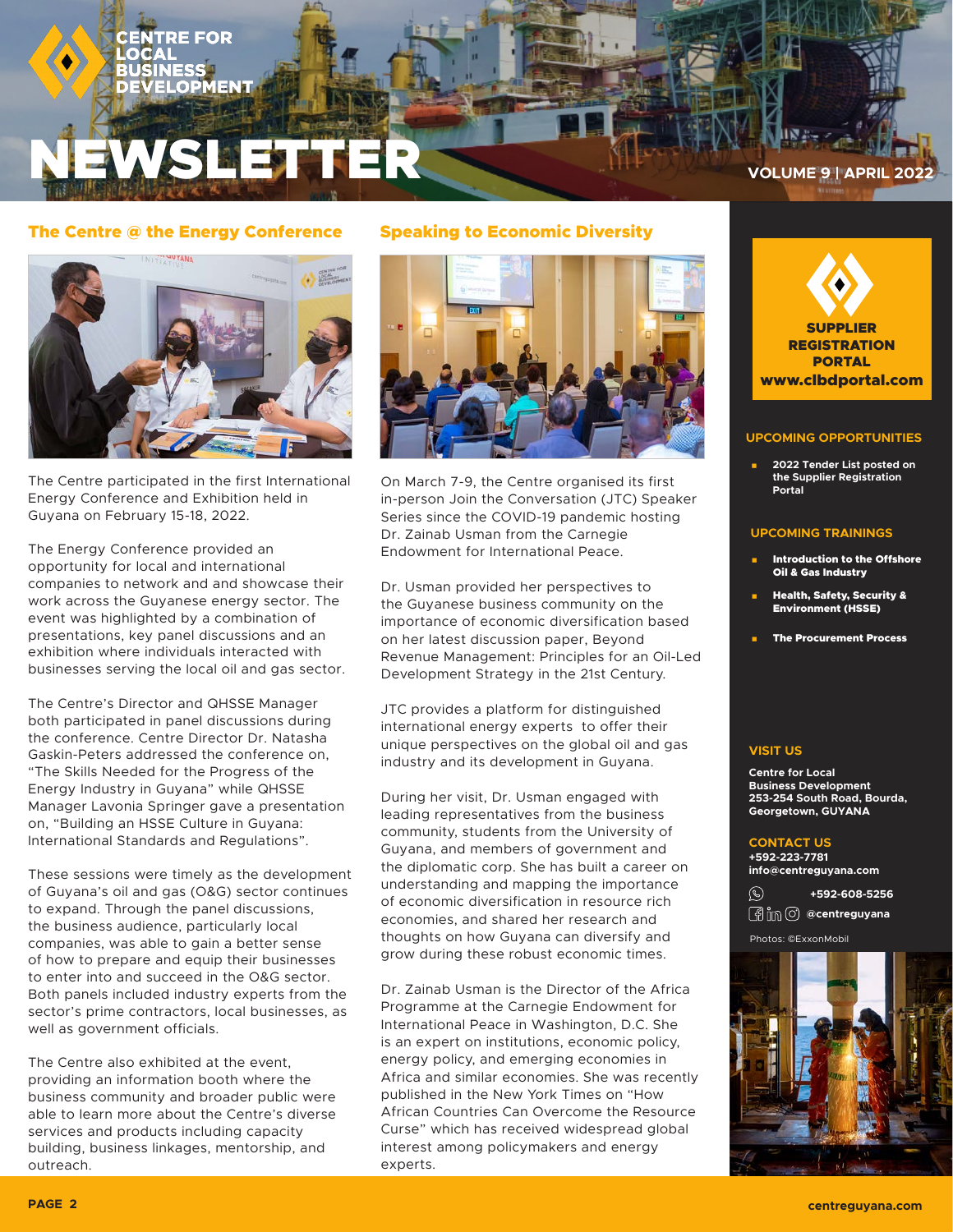# CENTRE FOR LOCAL BUSINESS DEVELOPMENT

# NEWSLETTER

VOLUME 9 | APRIL 2022

## The Centre @ the Energy Conference

The Centre participated in the first International Energy Conference and Exhibition held in Guyana on February 15-18, 2022.

The Energy Conference provided an opportunity for local and international companies to network and and showcase their work across the Guyanese energy sector. The event was highlighted by a combination of presentations, key panel discussions and an exhibition where individuals interacted with businesses serving the local oil and gas sector.

The Centre's Director and QHSSE Manager both participated in panel discussions during the conference. Centre Director Dr. Natasha Gaskin-Peters addressed the conference on, "The Skills Needed for the Progress of the Energy Industry in Guyana" while QHSSE Manager Lavonia Springer gave a presentation on, "Building an HSSE Culture in Guyana: International Standards and Regulations".

These sessions were timely as the development of Guyana's oil and gas (O&G) sector continues to expand. Through the panel discussions, the business audience, particularly local companies, was able to gain a better sense of how to prepare and equip their businesses to enter into and succeed in the O&G sector. Both panels included industry experts from the sector's prime contractors, local businesses, as well as government officials.

The Centre also exhibited at the event, providing an information booth where the business community and broader public were able to learn more about the Centre's diverse services and products including capacity building, business linkages, mentorship, and outreach.

## Speaking to Economic Diversity

On March 7-9, the Centre organised its first in-person Join the Conversation (JTC) Speaker Series since the COVID-19 pandemic hosting Dr. Zainab Usman from the Carnegie Endowment for International Peace.

Dr. Usman provided her perspectives to the Guyanese business community on the importance of economic diversification based on her latest discussion paper, Beyond Revenue Management: Principles for an Oil-Led Development Strategy in the 21st Century.

JTC provides a platform for distinguished international energy experts to offer their unique perspectives on the global oil and gas industry and its development in Guyana.

During her visit, Dr. Usman engaged with leading representatives from the business community, students from the University of Guyana, and members of government and the diplomatic corp. She has built a career on understanding and mapping the importance of economic diversification in resource rich economies, and shared her research and thoughts on how Guyana can diversify and grow during these robust economic times.

Dr. Zainab Usman is the Director of the Africa Programme at the Carnegie Endowment for International Peace in Washington, D.C. She is an expert on institutions, economic policy, energy policy, and emerging economies in Africa and similar economies. She was recently published in the New York Times on "How African Countries Can Overcome the Resource Curse" which has received widespread global interest among policymakers and energy experts.

**SUPPLIER REGISTRATION PORTAL**
**www.clbdportal.com**

### UPCOMING OPPORTUNITIES

- **2022 Tender List posted on the Supplier Registration Portal**

### UPCOMING TRAININGS

- **Introduction to the Offshore Oil & Gas Industry**
- **Health, Safety, Security & Environment (HSSE)**
- **The Procurement Process**

### VISIT US

**Centre for Local Business Development**
**253-254 South Road, Bourda, Georgetown, GUYANA**

### CONTACT US

**+592-223-7781**
**info@centreguyana.com**

**+592-608-5256**

**@centreguyana**

Photos: ©ExxonMobil

centreguyana.com